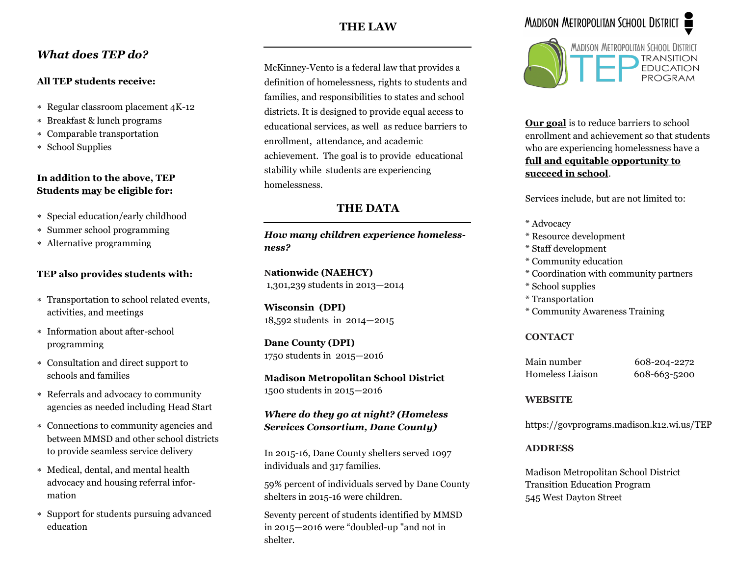## What does TEP do?

**All TEP students receive:**

- Regular classroom placement 4K-12
- Breakfast & lunch programs
- Comparable transportation
- School Supplies

**In addition to the above, TEP Students <u>may</u> be eligible for:**

- Special education/early childhood
- Summer school programming
- Alternative programming

**TEP also provides students with:**

- Transportation to school related events, activities, and meetings
- Information about after-school programming
- Consultation and direct support to schools and families
- Referrals and advocacy to community agencies as needed including Head Start
- Connections to community agencies and between MMSD and other school districts to provide seamless service delivery
- Medical, dental, and mental health advocacy and housing referral information
- Support for students pursuing advanced education

## THE LAW

McKinney-Vento is a federal law that provides a definition of homelessness, rights to students and families, and responsibilities to states and school districts. It is designed to provide equal access to educational services, as well as reduce barriers to enrollment, attendance, and academic achievement. The goal is to provide educational stability while students are experiencing homelessness.

## THE DATA

***How many children experience homelessness?***

**Nationwide (NAEHCY)**
1,301,239 students in 2013—2014

**Wisconsin (DPI)**
18,592 students in 2014—2015

**Dane County (DPI)**
1750 students in 2015—2016

**Madison Metropolitan School District**
1500 students in 2015—2016

***Where do they go at night? (Homeless Services Consortium, Dane County)***

In 2015-16, Dane County shelters served 1097 individuals and 317 families.

59% percent of individuals served by Dane County shelters in 2015-16 were children.

Seventy percent of students identified by MMSD in 2015—2016 were "doubled-up "and not in shelter.

# Madison Metropolitan School District

## Madison Metropolitan School District TEP Transition Education Program

**<u>Our goal</u>** is to reduce barriers to school enrollment and achievement so that students who are experiencing homelessness have a **<u>full and equitable opportunity to succeed in school</u>**.

Services include, but are not limited to:

* Advocacy
* Resource development
* Staff development
* Community education
* Coordination with community partners
* School supplies
* Transportation
* Community Awareness Training

**CONTACT**

| | |
|---|---|
| Main number | 608-204-2272 |
| Homeless Liaison | 608-663-5200 |

**WEBSITE**

https://govprograms.madison.k12.wi.us/TEP

**ADDRESS**

Madison Metropolitan School District
Transition Education Program
545 West Dayton Street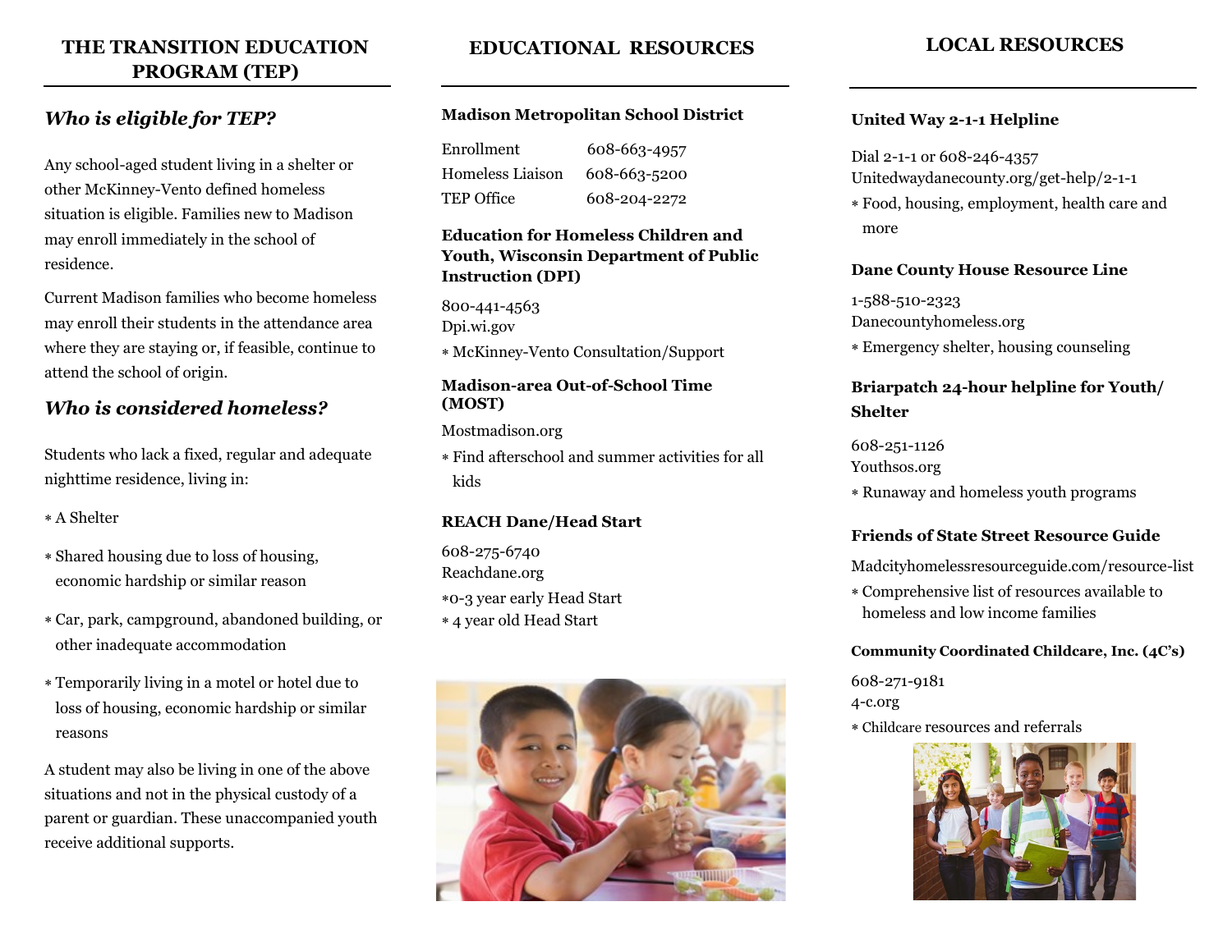## THE TRANSITION EDUCATION PROGRAM (TEP)

### *Who is eligible for TEP?*

Any school-aged student living in a shelter or other McKinney-Vento defined homeless situation is eligible. Families new to Madison may enroll immediately in the school of residence.

Current Madison families who become homeless may enroll their students in the attendance area where they are staying or, if feasible, continue to attend the school of origin.

### *Who is considered homeless?*

Students who lack a fixed, regular and adequate nighttime residence, living in:

- A Shelter
- Shared housing due to loss of housing, economic hardship or similar reason
- Car, park, campground, abandoned building, or other inadequate accommodation
- Temporarily living in a motel or hotel due to loss of housing, economic hardship or similar reasons

A student may also be living in one of the above situations and not in the physical custody of a parent or guardian. These unaccompanied youth receive additional supports.

## EDUCATIONAL RESOURCES

**Madison Metropolitan School District**

| | |
|---|---|
| Enrollment | 608-663-4957 |
| Homeless Liaison | 608-663-5200 |
| TEP Office | 608-204-2272 |

**Education for Homeless Children and Youth, Wisconsin Department of Public Instruction (DPI)**

800-441-4563
Dpi.wi.gov

- McKinney-Vento Consultation/Support

**Madison-area Out-of-School Time (MOST)**

Mostmadison.org

- Find afterschool and summer activities for all kids

**REACH Dane/Head Start**

608-275-6740
Reachdane.org

- 0-3 year early Head Start
- 4 year old Head Start

## LOCAL RESOURCES

**United Way 2-1-1 Helpline**

Dial 2-1-1 or 608-246-4357
Unitedwaydanecounty.org/get-help/2-1-1

- Food, housing, employment, health care and more

**Dane County House Resource Line**

1-588-510-2323
Danecountyhomeless.org

- Emergency shelter, housing counseling

**Briarpatch 24-hour helpline for Youth/ Shelter**

608-251-1126
Youthsos.org

- Runaway and homeless youth programs

**Friends of State Street Resource Guide**

Madcityhomelessresourceguide.com/resource-list

- Comprehensive list of resources available to homeless and low income families

**Community Coordinated Childcare, Inc. (4C's)**

608-271-9181
4-c.org

- Childcare resources and referrals